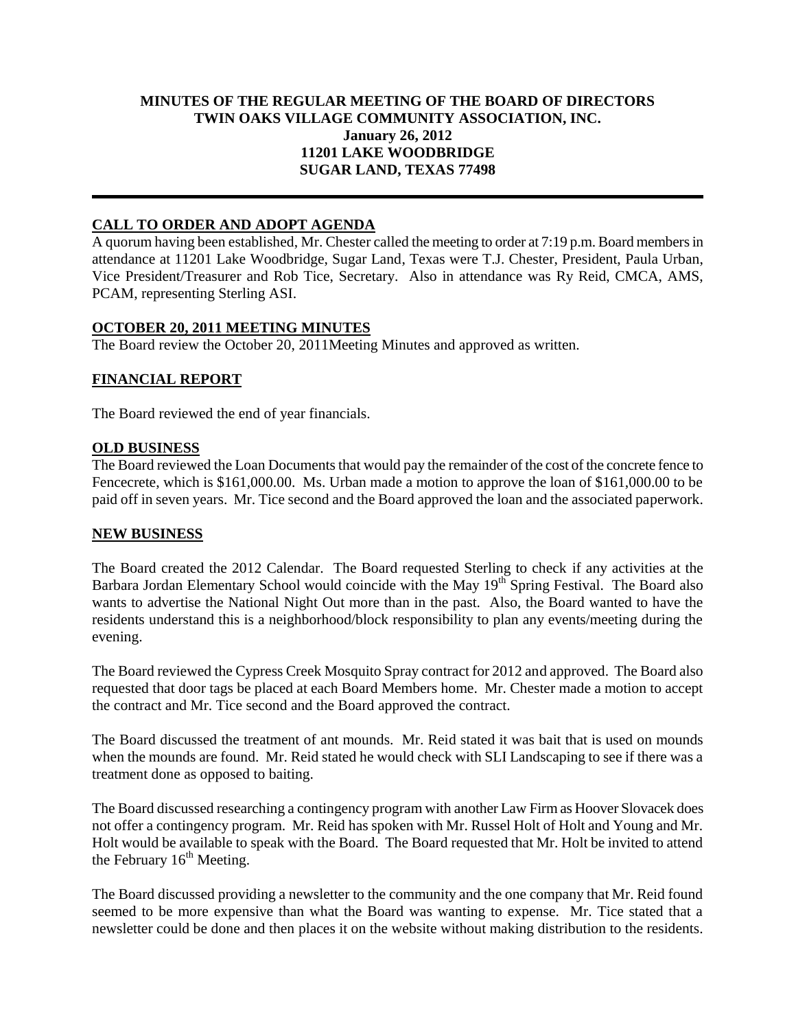**MINUTES OF THE REGULAR MEETING OF THE BOARD OF DIRECTORS**
**TWIN OAKS VILLAGE COMMUNITY ASSOCIATION, INC.**
**January 26, 2012**
**11201 LAKE WOODBRIDGE**
**SUGAR LAND, TEXAS 77498**

---

## CALL TO ORDER AND ADOPT AGENDA

A quorum having been established, Mr. Chester called the meeting to order at 7:19 p.m. Board members in attendance at 11201 Lake Woodbridge, Sugar Land, Texas were T.J. Chester, President, Paula Urban, Vice President/Treasurer and Rob Tice, Secretary. Also in attendance was Ry Reid, CMCA, AMS, PCAM, representing Sterling ASI.

## OCTOBER 20, 2011 MEETING MINUTES

The Board review the October 20, 2011Meeting Minutes and approved as written.

## FINANCIAL REPORT

The Board reviewed the end of year financials.

## OLD BUSINESS

The Board reviewed the Loan Documents that would pay the remainder of the cost of the concrete fence to Fencecrete, which is $161,000.00. Ms. Urban made a motion to approve the loan of $161,000.00 to be paid off in seven years. Mr. Tice second and the Board approved the loan and the associated paperwork.

## NEW BUSINESS

The Board created the 2012 Calendar. The Board requested Sterling to check if any activities at the Barbara Jordan Elementary School would coincide with the May 19th Spring Festival. The Board also wants to advertise the National Night Out more than in the past. Also, the Board wanted to have the residents understand this is a neighborhood/block responsibility to plan any events/meeting during the evening.

The Board reviewed the Cypress Creek Mosquito Spray contract for 2012 and approved. The Board also requested that door tags be placed at each Board Members home. Mr. Chester made a motion to accept the contract and Mr. Tice second and the Board approved the contract.

The Board discussed the treatment of ant mounds. Mr. Reid stated it was bait that is used on mounds when the mounds are found. Mr. Reid stated he would check with SLI Landscaping to see if there was a treatment done as opposed to baiting.

The Board discussed researching a contingency program with another Law Firm as Hoover Slovacek does not offer a contingency program. Mr. Reid has spoken with Mr. Russel Holt of Holt and Young and Mr. Holt would be available to speak with the Board. The Board requested that Mr. Holt be invited to attend the February 16th Meeting.

The Board discussed providing a newsletter to the community and the one company that Mr. Reid found seemed to be more expensive than what the Board was wanting to expense. Mr. Tice stated that a newsletter could be done and then places it on the website without making distribution to the residents.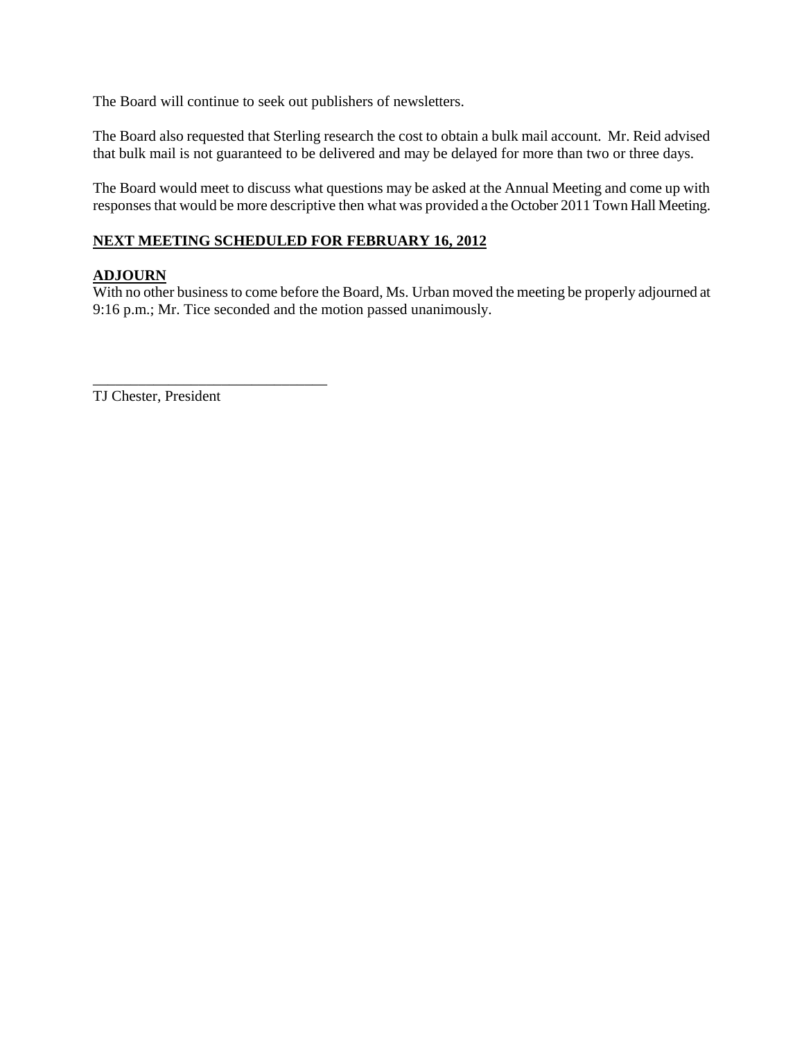The Board will continue to seek out publishers of newsletters.

The Board also requested that Sterling research the cost to obtain a bulk mail account. Mr. Reid advised that bulk mail is not guaranteed to be delivered and may be delayed for more than two or three days.

The Board would meet to discuss what questions may be asked at the Annual Meeting and come up with responses that would be more descriptive then what was provided a the October 2011 Town Hall Meeting.

**NEXT MEETING SCHEDULED FOR FEBRUARY 16, 2012**

**ADJOURN**

With no other business to come before the Board, Ms. Urban moved the meeting be properly adjourned at 9:16 p.m.; Mr. Tice seconded and the motion passed unanimously.

_______________________________

TJ Chester, President